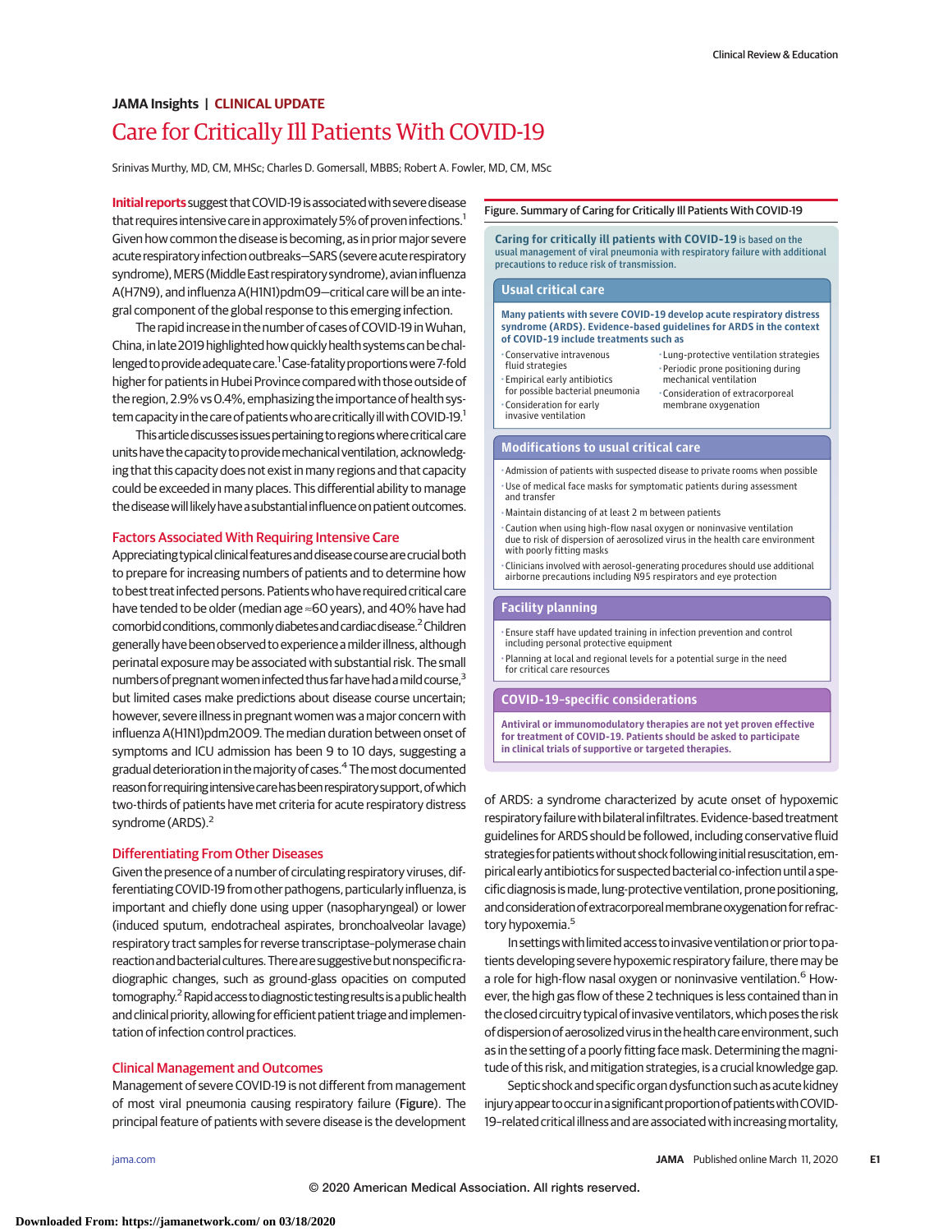JAMA Insights | CLINICAL UPDATE

# Care for Critically Ill Patients With COVID-19

Srinivas Murthy, MD, CM, MHSc; Charles D. Gomersall, MBBS; Robert A. Fowler, MD, CM, MSc

**Initial reports** suggest that COVID-19 is associated with severe disease that requires intensive care in approximately 5% of proven infections.[1] Given how common the disease is becoming, as in prior major severe acute respiratory infection outbreaks—SARS (severe acute respiratory syndrome), MERS (Middle East respiratory syndrome), avian influenza A(H7N9), and influenza A(H1N1)pdm09—critical care will be an integral component of the global response to this emerging infection.

The rapid increase in the number of cases of COVID-19 in Wuhan, China, in late 2019 highlighted how quickly health systems can be challenged to provide adequate care.[1] Case-fatality proportions were 7-fold higher for patients in Hubei Province compared with those outside of the region, 2.9% vs 0.4%, emphasizing the importance of health system capacity in the care of patients who are critically ill with COVID-19.[1]

This article discusses issues pertaining to regions where critical care units have the capacity to provide mechanical ventilation, acknowledging that this capacity does not exist in many regions and that capacity could be exceeded in many places. This differential ability to manage the disease will likely have a substantial influence on patient outcomes.

## Factors Associated With Requiring Intensive Care

Appreciating typical clinical features and disease course are crucial both to prepare for increasing numbers of patients and to determine how to best treat infected persons. Patients who have required critical care have tended to be older (median age ≈60 years), and 40% have had comorbid conditions, commonly diabetes and cardiac disease.[2] Children generally have been observed to experience a milder illness, although perinatal exposure may be associated with substantial risk. The small numbers of pregnant women infected thus far have had a mild course,[3] but limited cases make predictions about disease course uncertain; however, severe illness in pregnant women was a major concern with influenza A(H1N1)pdm2009. The median duration between onset of symptoms and ICU admission has been 9 to 10 days, suggesting a gradual deterioration in the majority of cases.[4] The most documented reason for requiring intensive care has been respiratory support, of which two-thirds of patients have met criteria for acute respiratory distress syndrome (ARDS).[2]

## Differentiating From Other Diseases

Given the presence of a number of circulating respiratory viruses, differentiating COVID-19 from other pathogens, particularly influenza, is important and chiefly done using upper (nasopharyngeal) or lower (induced sputum, endotracheal aspirates, bronchoalveolar lavage) respiratory tract samples for reverse transcriptase–polymerase chain reaction and bacterial cultures. There are suggestive but nonspecific radiographic changes, such as ground-glass opacities on computed tomography.[2] Rapid access to diagnostic testing results is a public health and clinical priority, allowing for efficient patient triage and implementation of infection control practices.

## Clinical Management and Outcomes

Management of severe COVID-19 is not different from management of most viral pneumonia causing respiratory failure (Figure). The principal feature of patients with severe disease is the development of ARDS: a syndrome characterized by acute onset of hypoxemic respiratory failure with bilateral infiltrates. Evidence-based treatment guidelines for ARDS should be followed, including conservative fluid strategies for patients without shock following initial resuscitation, empirical early antibiotics for suspected bacterial co-infection until a specific diagnosis is made, lung-protective ventilation, prone positioning, and consideration of extracorporeal membrane oxygenation for refractory hypoxemia.[5]

In settings with limited access to invasive ventilation or prior to patients developing severe hypoxemic respiratory failure, there may be a role for high-flow nasal oxygen or noninvasive ventilation.[6] However, the high gas flow of these 2 techniques is less contained than in the closed circuitry typical of invasive ventilators, which poses the risk of dispersion of aerosolized virus in the health care environment, such as in the setting of a poorly fitting face mask. Determining the magnitude of this risk, and mitigation strategies, is a crucial knowledge gap.

Septic shock and specific organ dysfunction such as acute kidney injury appear to occur in a significant proportion of patients with COVID-19–related critical illness and are associated with increasing mortality,

Figure. Summary of Caring for Critically Ill Patients With COVID-19

**Caring for critically ill patients with COVID-19** is based on the usual management of viral pneumonia with respiratory failure with additional precautions to reduce risk of transmission.

**Usual critical care**

**Many patients with severe COVID-19 develop acute respiratory distress syndrome (ARDS). Evidence-based guidelines for ARDS in the context of COVID-19 include treatments such as**

- Conservative intravenous fluid strategies
- Empirical early antibiotics for possible bacterial pneumonia
- Consideration for early invasive ventilation
- Lung-protective ventilation strategies
- Periodic prone positioning during mechanical ventilation
- Consideration of extracorporeal membrane oxygenation

**Modifications to usual critical care**

- Admission of patients with suspected disease to private rooms when possible
- Use of medical face masks for symptomatic patients during assessment and transfer
- Maintain distancing of at least 2 m between patients
- Caution when using high-flow nasal oxygen or noninvasive ventilation due to risk of dispersion of aerosolized virus in the health care environment with poorly fitting masks
- Clinicians involved with aerosol-generating procedures should use additional airborne precautions including N95 respirators and eye protection

**Facility planning**

- Ensure staff have updated training in infection prevention and control including personal protective equipment
- Planning at local and regional levels for a potential surge in the need for critical care resources

**COVID-19–specific considerations**

**Antiviral or immunomodulatory therapies are not yet proven effective for treatment of COVID-19. Patients should be asked to participate in clinical trials of supportive or targeted therapies.**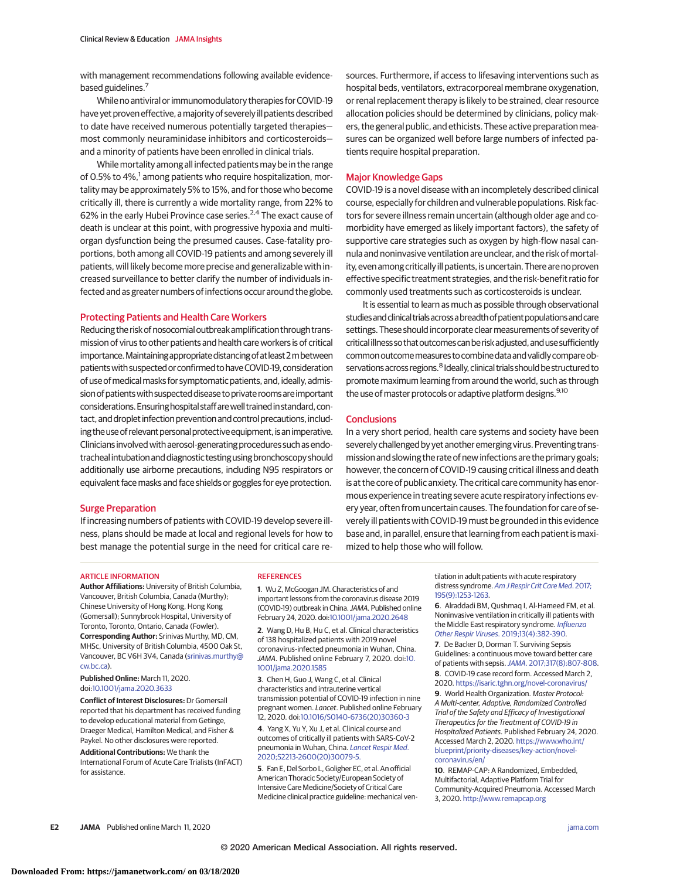with management recommendations following available evidence-based guidelines.[7]

While no antiviral or immunomodulatory therapies for COVID-19 have yet proven effective, a majority of severely ill patients described to date have received numerous potentially targeted therapies—most commonly neuraminidase inhibitors and corticosteroids—and a minority of patients have been enrolled in clinical trials.

While mortality among all infected patients may be in the range of 0.5% to 4%,[1] among patients who require hospitalization, mortality may be approximately 5% to 15%, and for those who become critically ill, there is currently a wide mortality range, from 22% to 62% in the early Hubei Province case series.[2,4] The exact cause of death is unclear at this point, with progressive hypoxia and multiorgan dysfunction being the presumed causes. Case-fatality proportions, both among all COVID-19 patients and among severely ill patients, will likely become more precise and generalizable with increased surveillance to better clarify the number of individuals infected and as greater numbers of infections occur around the globe.

## Protecting Patients and Health Care Workers

Reducing the risk of nosocomial outbreak amplification through transmission of virus to other patients and health care workers is of critical importance. Maintaining appropriate distancing of at least 2 m between patients with suspected or confirmed to have COVID-19, consideration of use of medical masks for symptomatic patients, and, ideally, admission of patients with suspected disease to private rooms are important considerations. Ensuring hospital staff are well trained in standard, contact, and droplet infection prevention and control precautions, including the use of relevant personal protective equipment, is an imperative. Clinicians involved with aerosol-generating procedures such as endotracheal intubation and diagnostic testing using bronchoscopy should additionally use airborne precautions, including N95 respirators or equivalent face masks and face shields or goggles for eye protection.

## Surge Preparation

If increasing numbers of patients with COVID-19 develop severe illness, plans should be made at local and regional levels for how to best manage the potential surge in the need for critical care resources. Furthermore, if access to lifesaving interventions such as hospital beds, ventilators, extracorporeal membrane oxygenation, or renal replacement therapy is likely to be strained, clear resource allocation policies should be determined by clinicians, policy makers, the general public, and ethicists. These active preparation measures can be organized well before large numbers of infected patients require hospital preparation.

## Major Knowledge Gaps

COVID-19 is a novel disease with an incompletely described clinical course, especially for children and vulnerable populations. Risk factors for severe illness remain uncertain (although older age and comorbidity have emerged as likely important factors), the safety of supportive care strategies such as oxygen by high-flow nasal cannula and noninvasive ventilation are unclear, and the risk of mortality, even among critically ill patients, is uncertain. There are no proven effective specific treatment strategies, and the risk-benefit ratio for commonly used treatments such as corticosteroids is unclear.

It is essential to learn as much as possible through observational studies and clinical trials across a breadth of patient populations and care settings. These should incorporate clear measurements of severity of critical illness so that outcomes can be risk adjusted, and use sufficiently common outcome measures to combine data and validly compare observations across regions.[8] Ideally, clinical trials should be structured to promote maximum learning from around the world, such as through the use of master protocols or adaptive platform designs.[9,10]

## Conclusions

In a very short period, health care systems and society have been severely challenged by yet another emerging virus. Preventing transmission and slowing the rate of new infections are the primary goals; however, the concern of COVID-19 causing critical illness and death is at the core of public anxiety. The critical care community has enormous experience in treating severe acute respiratory infections every year, often from uncertain causes. The foundation for care of severely ill patients with COVID-19 must be grounded in this evidence base and, in parallel, ensure that learning from each patient is maximized to help those who will follow.

### ARTICLE INFORMATION

**Author Affiliations:** University of British Columbia, Vancouver, British Columbia, Canada (Murthy); Chinese University of Hong Kong, Hong Kong (Gomersall); Sunnybrook Hospital, University of Toronto, Toronto, Ontario, Canada (Fowler).

**Corresponding Author:** Srinivas Murthy, MD, CM, MHSc, University of British Columbia, 4500 Oak St, Vancouver, BC V6H 3V4, Canada (srinivas.murthy@cw.bc.ca).

**Published Online:** March 11, 2020. doi:10.1001/jama.2020.3633

**Conflict of Interest Disclosures:** Dr Gomersall reported that his department has received funding to develop educational material from Getinge, Draeger Medical, Hamilton Medical, and Fisher & Paykel. No other disclosures were reported.

**Additional Contributions:** We thank the International Forum of Acute Care Trialists (InFACT) for assistance.

### REFERENCES

1. Wu Z, McGoogan JM. Characteristics of and important lessons from the coronavirus disease 2019 (COVID-19) outbreak in China. *JAMA*. Published online February 24, 2020. doi:10.1001/jama.2020.2648
2. Wang D, Hu B, Hu C, et al. Clinical characteristics of 138 hospitalized patients with 2019 novel coronavirus-infected pneumonia in Wuhan, China. *JAMA*. Published online February 7, 2020. doi:10.1001/jama.2020.1585
3. Chen H, Guo J, Wang C, et al. Clinical characteristics and intrauterine vertical transmission potential of COVID-19 infection in nine pregnant women. *Lancet*. Published online February 12, 2020. doi:10.1016/S0140-6736(20)30360-3
4. Yang X, Yu Y, Xu J, et al. Clinical course and outcomes of critically ill patients with SARS-CoV-2 pneumonia in Wuhan, China. *Lancet Respir Med*. 2020;S2213-2600(20)30079-5.
5. Fan E, Del Sorbo L, Goligher EC, et al. An official American Thoracic Society/European Society of Intensive Care Medicine/Society of Critical Care Medicine clinical practice guideline: mechanical ventilation in adult patients with acute respiratory distress syndrome. *Am J Respir Crit Care Med*. 2017;195(9):1253-1263.
6. Alraddadi BM, Qushmaq I, Al-Hameed FM, et al. Noninvasive ventilation in critically ill patients with the Middle East respiratory syndrome. *Influenza Other Respir Viruses*. 2019;13(4):382-390.
7. De Backer D, Dorman T. Surviving Sepsis Guidelines: a continuous move toward better care of patients with sepsis. *JAMA*. 2017;317(8):807-808.
8. COVID-19 case record form. Accessed March 2, 2020. https://isaric.tghn.org/novel-coronavirus/
9. World Health Organization. *Master Protocol: A Multi-center, Adaptive, Randomized Controlled Trial of the Safety and Efficacy of Investigational Therapeutics for the Treatment of COVID-19 in Hospitalized Patients*. Published February 24, 2020. Accessed March 2, 2020. https://www.who.int/blueprint/priority-diseases/key-action/novel-coronavirus/en/
10. REMAP-CAP: A Randomized, Embedded, Multifactorial, Adaptive Platform Trial for Community-Acquired Pneumonia. Accessed March 3, 2020. http://www.remapcap.org